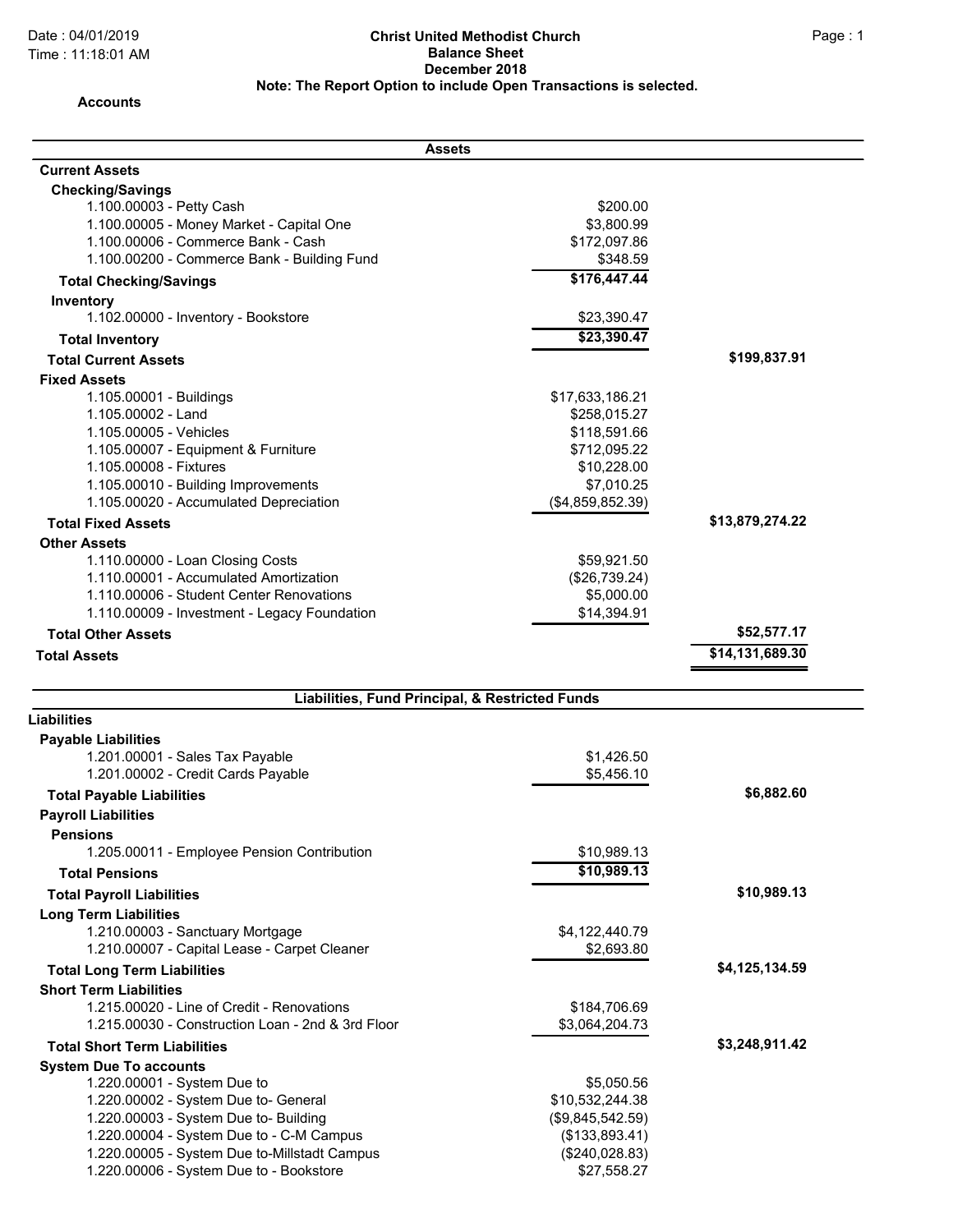Date : 04/01/2019
Time : 11:18:01 AM

**Christ United Methodist Church**
**Balance Sheet**
**December 2018**
**Note: The Report Option to include Open Transactions is selected.**

**Accounts**

| Assets | | |
|---|---|---|
| **Current Assets** | | |
| **Checking/Savings** | | |
| 1.100.00003 - Petty Cash | $200.00 | |
| 1.100.00005 - Money Market - Capital One | $3,800.99 | |
| 1.100.00006 - Commerce Bank - Cash | $172,097.86 | |
| 1.100.00200 - Commerce Bank - Building Fund | $348.59 | |
| **Total Checking/Savings** | **$176,447.44** | |
| **Inventory** | | |
| 1.102.00000 - Inventory - Bookstore | $23,390.47 | |
| **Total Inventory** | **$23,390.47** | |
| **Total Current Assets** | | **$199,837.91** |
| **Fixed Assets** | | |
| 1.105.00001 - Buildings | $17,633,186.21 | |
| 1.105.00002 - Land | $258,015.27 | |
| 1.105.00005 - Vehicles | $118,591.66 | |
| 1.105.00007 - Equipment & Furniture | $712,095.22 | |
| 1.105.00008 - Fixtures | $10,228.00 | |
| 1.105.00010 - Building Improvements | $7,010.25 | |
| 1.105.00020 - Accumulated Depreciation | ($4,859,852.39) | |
| **Total Fixed Assets** | | **$13,879,274.22** |
| **Other Assets** | | |
| 1.110.00000 - Loan Closing Costs | $59,921.50 | |
| 1.110.00001 - Accumulated Amortization | ($26,739.24) | |
| 1.110.00006 - Student Center Renovations | $5,000.00 | |
| 1.110.00009 - Investment - Legacy Foundation | $14,394.91 | |
| **Total Other Assets** | | **$52,577.17** |
| **Total Assets** | | **$14,131,689.30** |

| Liabilities, Fund Principal, & Restricted Funds | | |
|---|---|---|
| **Liabilities** | | |
| **Payable Liabilities** | | |
| 1.201.00001 - Sales Tax Payable | $1,426.50 | |
| 1.201.00002 - Credit Cards Payable | $5,456.10 | |
| **Total Payable Liabilities** | | **$6,882.60** |
| **Payroll Liabilities** | | |
| **Pensions** | | |
| 1.205.00011 - Employee Pension Contribution | $10,989.13 | |
| **Total Pensions** | **$10,989.13** | |
| **Total Payroll Liabilities** | | **$10,989.13** |
| **Long Term Liabilities** | | |
| 1.210.00003 - Sanctuary Mortgage | $4,122,440.79 | |
| 1.210.00007 - Capital Lease - Carpet Cleaner | $2,693.80 | |
| **Total Long Term Liabilities** | | **$4,125,134.59** |
| **Short Term Liabilities** | | |
| 1.215.00020 - Line of Credit - Renovations | $184,706.69 | |
| 1.215.00030 - Construction Loan - 2nd & 3rd Floor | $3,064,204.73 | |
| **Total Short Term Liabilities** | | **$3,248,911.42** |
| **System Due To accounts** | | |
| 1.220.00001 - System Due to | $5,050.56 | |
| 1.220.00002 - System Due to- General | $10,532,244.38 | |
| 1.220.00003 - System Due to- Building | ($9,845,542.59) | |
| 1.220.00004 - System Due to - C-M Campus | ($133,893.41) | |
| 1.220.00005 - System Due to-Millstadt Campus | ($240,028.83) | |
| 1.220.00006 - System Due to - Bookstore | $27,558.27 | |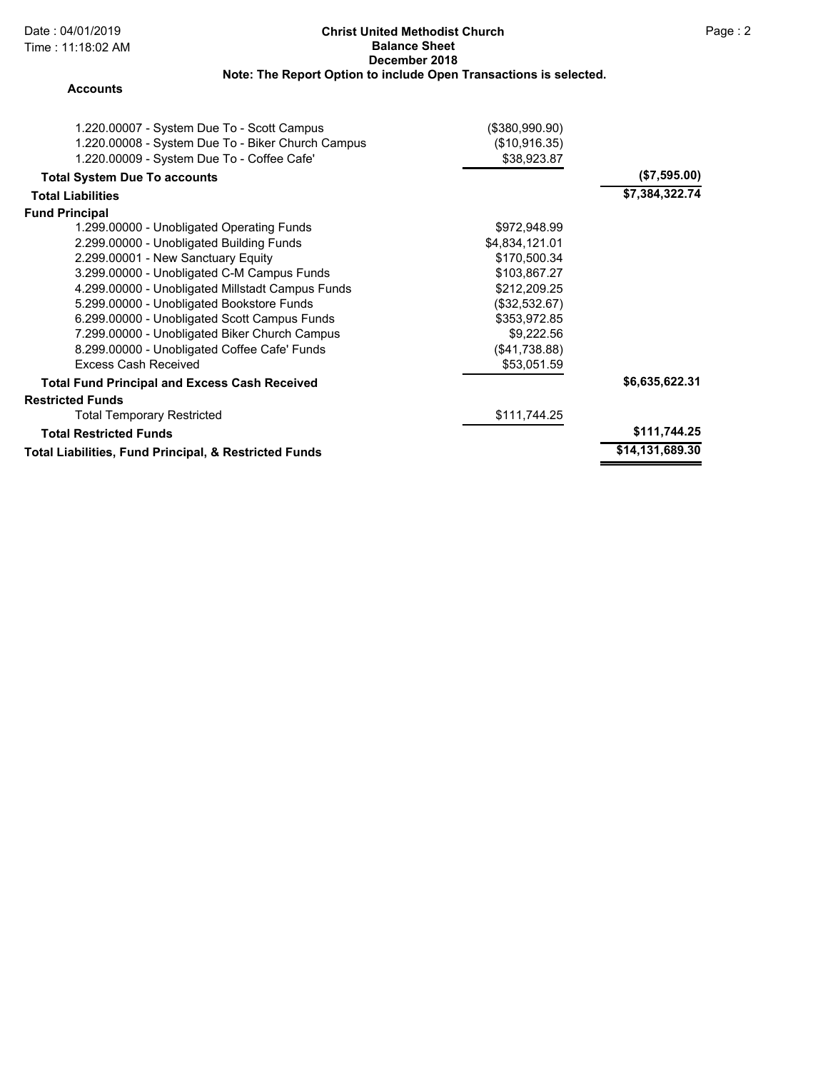**Christ United Methodist Church**
**Balance Sheet**
**December 2018**
**Note: The Report Option to include Open Transactions is selected.**

**Accounts**

| | | |
|---|---|---|
| 1.220.00007 - System Due To - Scott Campus | ($380,990.90) | |
| 1.220.00008 - System Due To - Biker Church Campus | ($10,916.35) | |
| 1.220.00009 - System Due To - Coffee Cafe' | $38,923.87 | |
| **Total System Due To accounts** | | **($7,595.00)** |
| **Total Liabilities** | | **$7,384,322.74** |
| **Fund Principal** | | |
| 1.299.00000 - Unobligated Operating Funds | $972,948.99 | |
| 2.299.00000 - Unobligated Building Funds | $4,834,121.01 | |
| 2.299.00001 - New Sanctuary Equity | $170,500.34 | |
| 3.299.00000 - Unobligated C-M Campus Funds | $103,867.27 | |
| 4.299.00000 - Unobligated Millstadt Campus Funds | $212,209.25 | |
| 5.299.00000 - Unobligated Bookstore Funds | ($32,532.67) | |
| 6.299.00000 - Unobligated Scott Campus Funds | $353,972.85 | |
| 7.299.00000 - Unobligated Biker Church Campus | $9,222.56 | |
| 8.299.00000 - Unobligated Coffee Cafe' Funds | ($41,738.88) | |
| Excess Cash Received | $53,051.59 | |
| **Total Fund Principal and Excess Cash Received** | | **$6,635,622.31** |
| **Restricted Funds** | | |
| Total Temporary Restricted | $111,744.25 | |
| **Total Restricted Funds** | | **$111,744.25** |
| **Total Liabilities, Fund Principal, & Restricted Funds** | | **$14,131,689.30** |